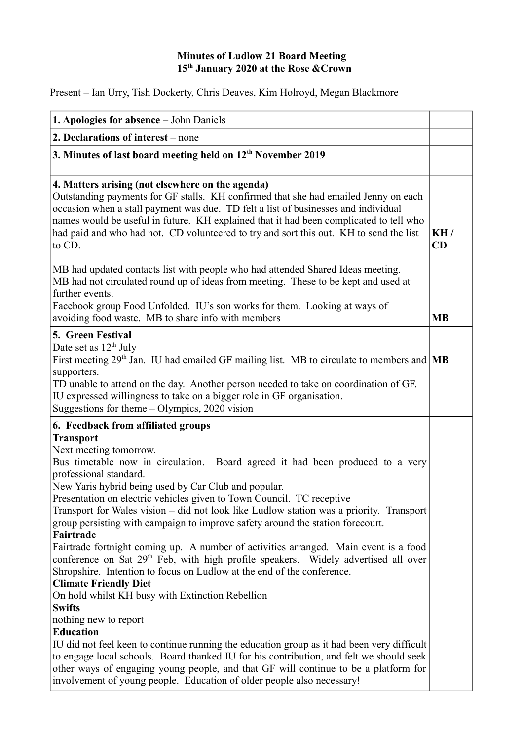**Minutes of Ludlow 21 Board Meeting**
**15th January 2020 at the Rose &Crown**

Present – Ian Urry, Tish Dockerty, Chris Deaves, Kim Holroyd, Megan Blackmore

| | |
|---|---|
| **1. Apologies for absence** – John Daniels | |
| **2. Declarations of interest** – none | |
| **3. Minutes of last board meeting held on 12th November 2019** | |
| **4. Matters arising (not elsewhere on the agenda)**<br>Outstanding payments for GF stalls. KH confirmed that she had emailed Jenny on each occasion when a stall payment was due. TD felt a list of businesses and individual names would be useful in future. KH explained that it had been complicated to tell who had paid and who had not. CD volunteered to try and sort this out. KH to send the list to CD.<br><br>MB had updated contacts list with people who had attended Shared Ideas meeting.<br>MB had not circulated round up of ideas from meeting. These to be kept and used at further events.<br>Facebook group Food Unfolded. IU's son works for them. Looking at ways of avoiding food waste. MB to share info with members | **KH / CD**<br><br><br><br><br>**MB** |
| **5. Green Festival**<br>Date set as 12th July<br>First meeting 29th Jan. IU had emailed GF mailing list. MB to circulate to members and supporters.<br>TD unable to attend on the day. Another person needed to take on coordination of GF.<br>IU expressed willingness to take on a bigger role in GF organisation.<br>Suggestions for theme – Olympics, 2020 vision | **MB** |
| **6. Feedback from affiliated groups**<br>**Transport**<br>Next meeting tomorrow.<br>Bus timetable now in circulation. Board agreed it had been produced to a very professional standard.<br>New Yaris hybrid being used by Car Club and popular.<br>Presentation on electric vehicles given to Town Council. TC receptive<br>Transport for Wales vision – did not look like Ludlow station was a priority. Transport group persisting with campaign to improve safety around the station forecourt.<br>**Fairtrade**<br>Fairtrade fortnight coming up. A number of activities arranged. Main event is a food conference on Sat 29th Feb, with high profile speakers. Widely advertised all over Shropshire. Intention to focus on Ludlow at the end of the conference.<br>**Climate Friendly Diet**<br>On hold whilst KH busy with Extinction Rebellion<br>**Swifts**<br>nothing new to report<br>**Education**<br>IU did not feel keen to continue running the education group as it had been very difficult to engage local schools. Board thanked IU for his contribution, and felt we should seek other ways of engaging young people, and that GF will continue to be a platform for involvement of young people. Education of older people also necessary! | |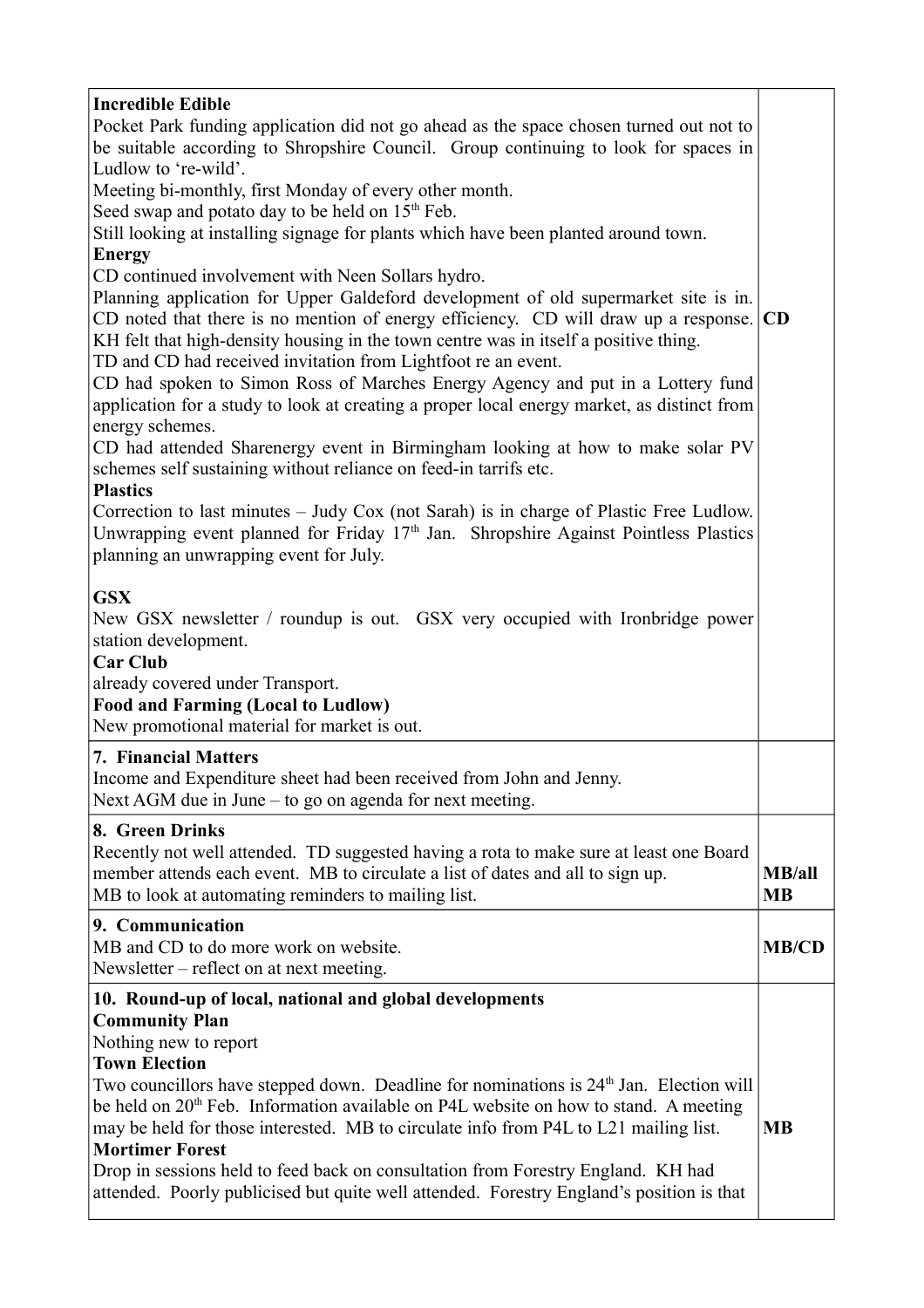| | |
|---|---|
| **Incredible Edible**<br>Pocket Park funding application did not go ahead as the space chosen turned out not to be suitable according to Shropshire Council. Group continuing to look for spaces in Ludlow to 're-wild'.<br>Meeting bi-monthly, first Monday of every other month.<br>Seed swap and potato day to be held on 15th Feb.<br>Still looking at installing signage for plants which have been planted around town.<br>**Energy**<br>CD continued involvement with Neen Sollars hydro.<br>Planning application for Upper Galdeford development of old supermarket site is in. CD noted that there is no mention of energy efficiency. CD will draw up a response. KH felt that high-density housing in the town centre was in itself a positive thing.<br>TD and CD had received invitation from Lightfoot re an event.<br>CD had spoken to Simon Ross of Marches Energy Agency and put in a Lottery fund application for a study to look at creating a proper local energy market, as distinct from energy schemes.<br>CD had attended Sharenergy event in Birmingham looking at how to make solar PV schemes self sustaining without reliance on feed-in tarrifs etc.<br>**Plastics**<br>Correction to last minutes – Judy Cox (not Sarah) is in charge of Plastic Free Ludlow. Unwrapping event planned for Friday 17th Jan. Shropshire Against Pointless Plastics planning an unwrapping event for July.<br><br>**GSX**<br>New GSX newsletter / roundup is out. GSX very occupied with Ironbridge power station development.<br>**Car Club**<br>already covered under Transport.<br>**Food and Farming (Local to Ludlow)**<br>New promotional material for market is out. | **CD** |
| **7. Financial Matters**<br>Income and Expenditure sheet had been received from John and Jenny.<br>Next AGM due in June – to go on agenda for next meeting. | |
| **8. Green Drinks**<br>Recently not well attended. TD suggested having a rota to make sure at least one Board member attends each event. MB to circulate a list of dates and all to sign up.<br>MB to look at automating reminders to mailing list. | **MB/all**<br>**MB** |
| **9. Communication**<br>MB and CD to do more work on website.<br>Newsletter – reflect on at next meeting. | **MB/CD** |
| **10. Round-up of local, national and global developments**<br>**Community Plan**<br>Nothing new to report<br>**Town Election**<br>Two councillors have stepped down. Deadline for nominations is 24th Jan. Election will be held on 20th Feb. Information available on P4L website on how to stand. A meeting may be held for those interested. MB to circulate info from P4L to L21 mailing list.<br>**Mortimer Forest**<br>Drop in sessions held to feed back on consultation from Forestry England. KH had attended. Poorly publicised but quite well attended. Forestry England's position is that | **MB** |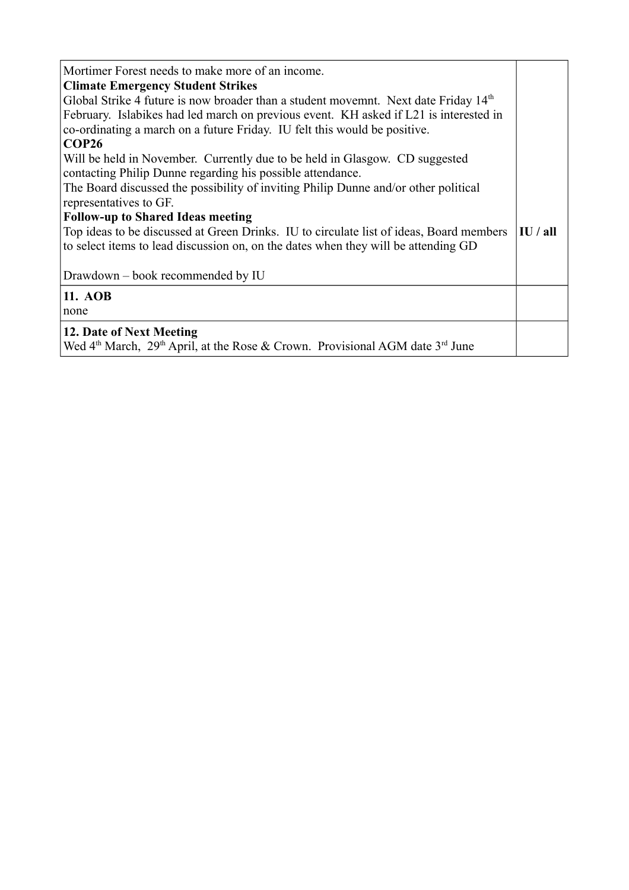| | |
|---|---|
| Mortimer Forest needs to make more of an income.<br>**Climate Emergency Student Strikes**<br>Global Strike 4 future is now broader than a student movemnt. Next date Friday 14th February. Islabikes had led march on previous event. KH asked if L21 is interested in co-ordinating a march on a future Friday. IU felt this would be positive.<br>**COP26**<br>Will be held in November. Currently due to be held in Glasgow. CD suggested contacting Philip Dunne regarding his possible attendance.<br>The Board discussed the possibility of inviting Philip Dunne and/or other political representatives to GF.<br>**Follow-up to Shared Ideas meeting**<br>Top ideas to be discussed at Green Drinks. IU to circulate list of ideas, Board members to select items to lead discussion on, on the dates when they will be attending GD<br><br>Drawdown – book recommended by IU | **IU / all** |
| **11. AOB**<br>none | |
| **12. Date of Next Meeting**<br>Wed 4th March, 29th April, at the Rose & Crown. Provisional AGM date 3rd June | |